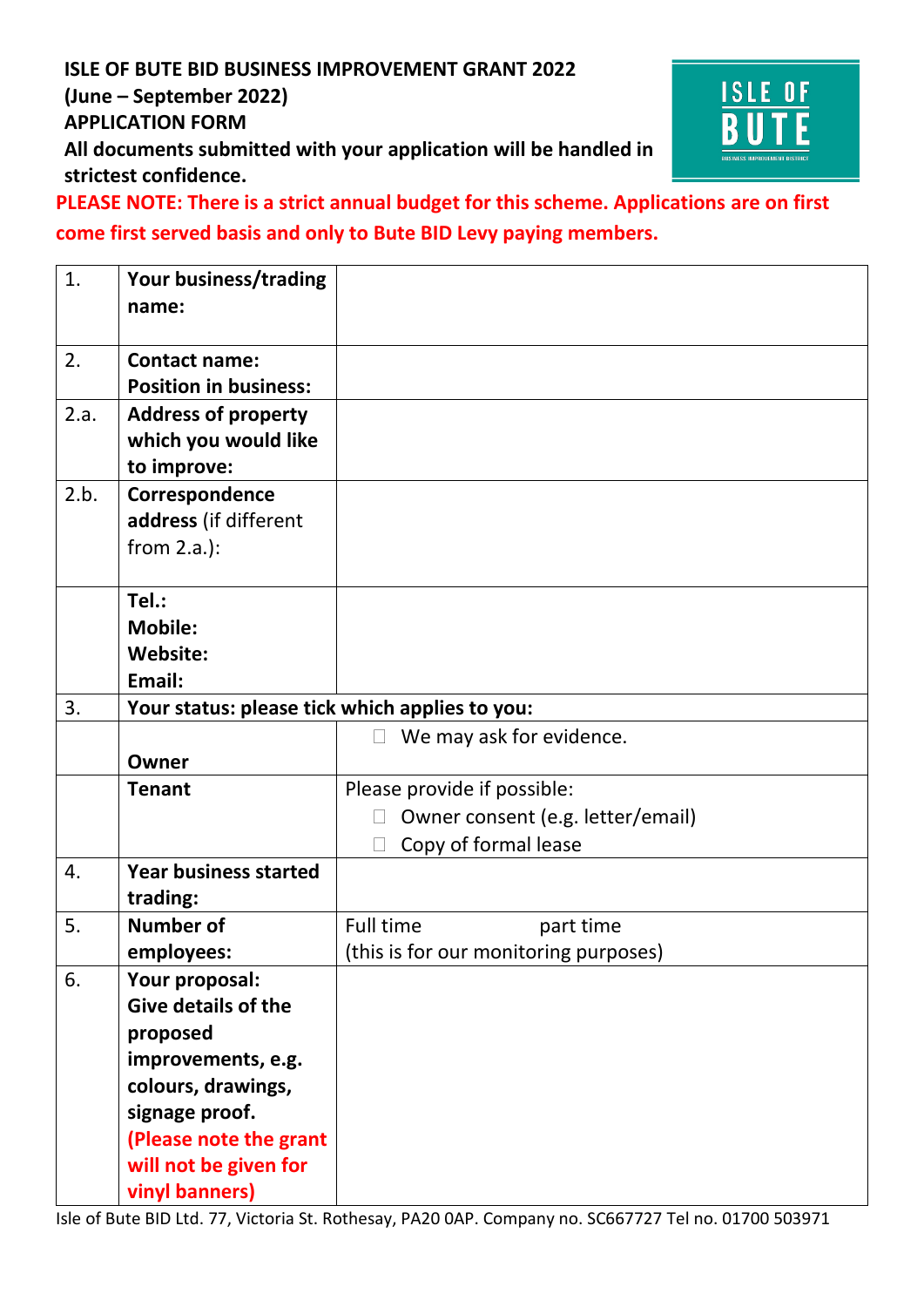**ISLE OF BUTE BID BUSINESS IMPROVEMENT GRANT 2022**
**(June – September 2022)**
**APPLICATION FORM**
**All documents submitted with your application will be handled in strictest confidence.**

**PLEASE NOTE: There is a strict annual budget for this scheme. Applications are on first come first served basis and only to Bute BID Levy paying members.**

| | | |
|---|---|---|
| 1. | **Your business/trading name:** | |
| 2. | **Contact name:** **Position in business:** | |
| 2.a. | **Address of property which you would like to improve:** | |
| 2.b. | **Correspondence address** (if different from 2.a.): | |
| | **Tel.:** **Mobile:** **Website:** **Email:** | |
| 3. | **Your status: please tick which applies to you:** | |
| | **Owner** | ☐ We may ask for evidence. |
| | **Tenant** | Please provide if possible: ☐ Owner consent (e.g. letter/email) ☐ Copy of formal lease |
| 4. | **Year business started trading:** | |
| 5. | **Number of employees:** | Full time part time (this is for our monitoring purposes) |
| 6. | **Your proposal: Give details of the proposed improvements, e.g. colours, drawings, signage proof.** **(Please note the grant will not be given for vinyl banners)** | |

Isle of Bute BID Ltd. 77, Victoria St. Rothesay, PA20 0AP. Company no. SC667727 Tel no. 01700 503971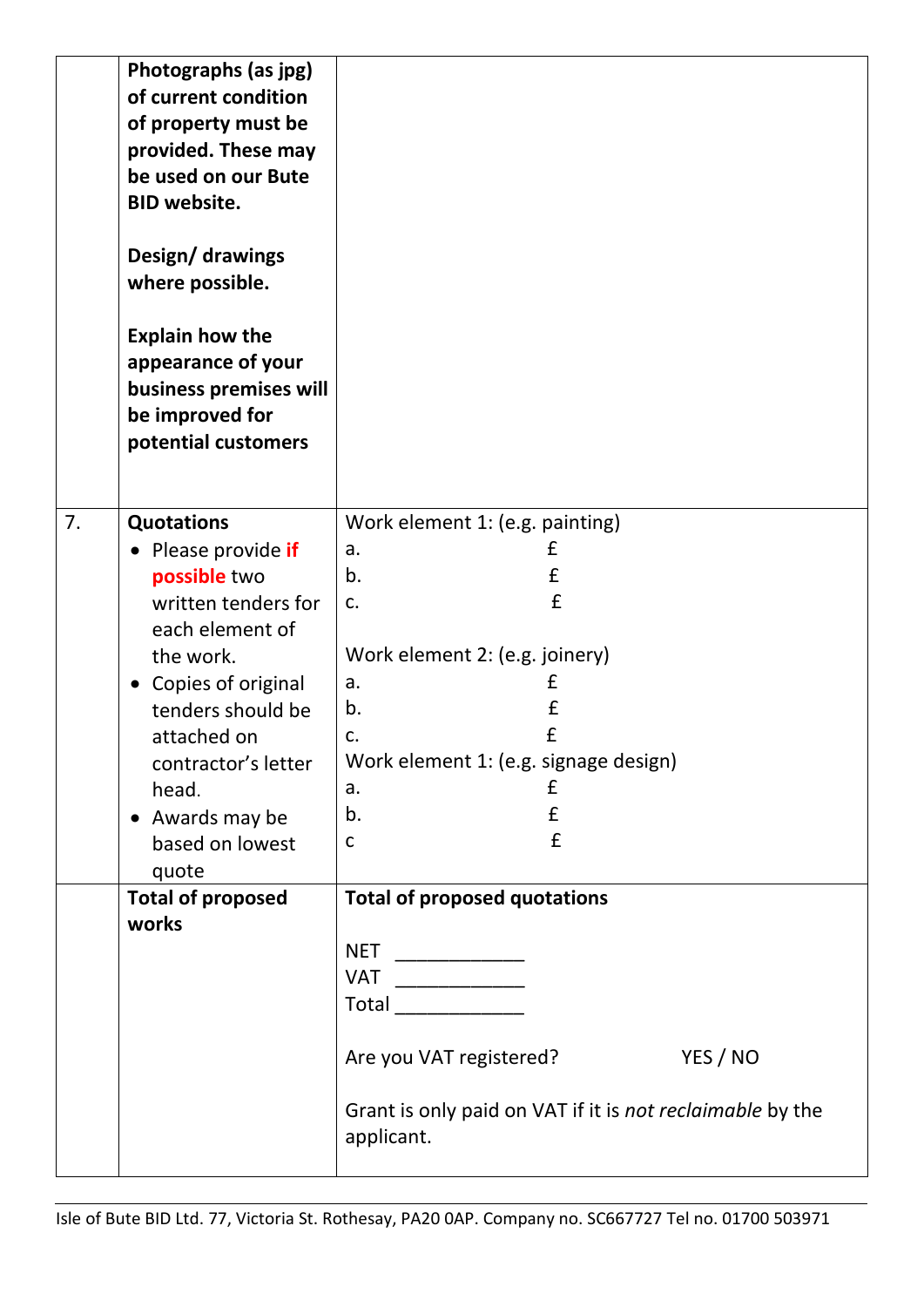| | | |
|---|---|---|
| | **Photographs (as jpg) of current condition of property must be provided. These may be used on our Bute BID website.**<br><br>**Design/ drawings where possible.**<br><br>**Explain how the appearance of your business premises will be improved for potential customers** | |
| 7. | **Quotations**<br>• Please provide **if possible** two written tenders for each element of the work.<br>• Copies of original tenders should be attached on contractor's letter head.<br>• Awards may be based on lowest quote | Work element 1: (e.g. painting)<br>a. £<br>b. £<br>c. £<br><br>Work element 2: (e.g. joinery)<br>a. £<br>b. £<br>c. £<br>Work element 1: (e.g. signage design)<br>a. £<br>b. £<br>c £ |
| | **Total of proposed works** | **Total of proposed quotations**<br><br>NET ___________<br>VAT ___________<br>Total ___________<br><br>Are you VAT registered? YES / NO<br><br>Grant is only paid on VAT if it is *not reclaimable* by the applicant. |

Isle of Bute BID Ltd. 77, Victoria St. Rothesay, PA20 0AP. Company no. SC667727 Tel no. 01700 503971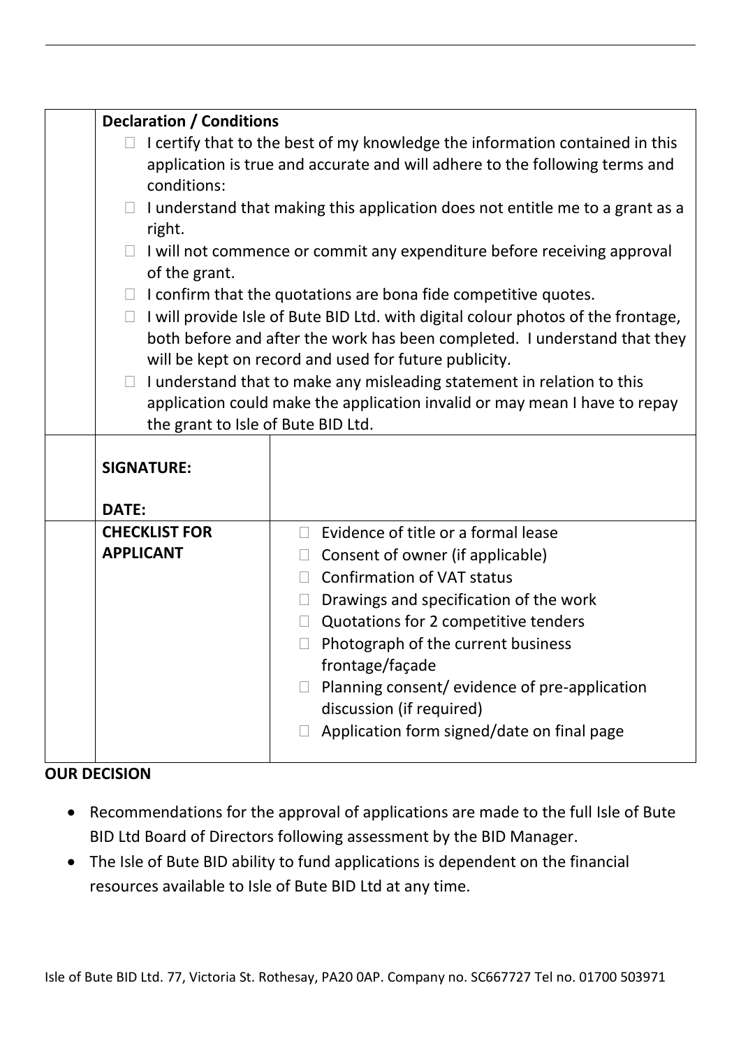| | | |
|---|---|---|
| | **Declaration / Conditions**<br>☐ I certify that to the best of my knowledge the information contained in this application is true and accurate and will adhere to the following terms and conditions:<br>☐ I understand that making this application does not entitle me to a grant as a right.<br>☐ I will not commence or commit any expenditure before receiving approval of the grant.<br>☐ I confirm that the quotations are bona fide competitive quotes.<br>☐ I will provide Isle of Bute BID Ltd. with digital colour photos of the frontage, both before and after the work has been completed. I understand that they will be kept on record and used for future publicity.<br>☐ I understand that to make any misleading statement in relation to this application could make the application invalid or may mean I have to repay the grant to Isle of Bute BID Ltd. | |
| | **SIGNATURE:**<br><br>**DATE:** | |
| | **CHECKLIST FOR APPLICANT** | ☐ Evidence of title or a formal lease<br>☐ Consent of owner (if applicable)<br>☐ Confirmation of VAT status<br>☐ Drawings and specification of the work<br>☐ Quotations for 2 competitive tenders<br>☐ Photograph of the current business frontage/façade<br>☐ Planning consent/ evidence of pre-application discussion (if required)<br>☐ Application form signed/date on final page |

**OUR DECISION**

- Recommendations for the approval of applications are made to the full Isle of Bute BID Ltd Board of Directors following assessment by the BID Manager.
- The Isle of Bute BID ability to fund applications is dependent on the financial resources available to Isle of Bute BID Ltd at any time.

Isle of Bute BID Ltd. 77, Victoria St. Rothesay, PA20 0AP. Company no. SC667727 Tel no. 01700 503971